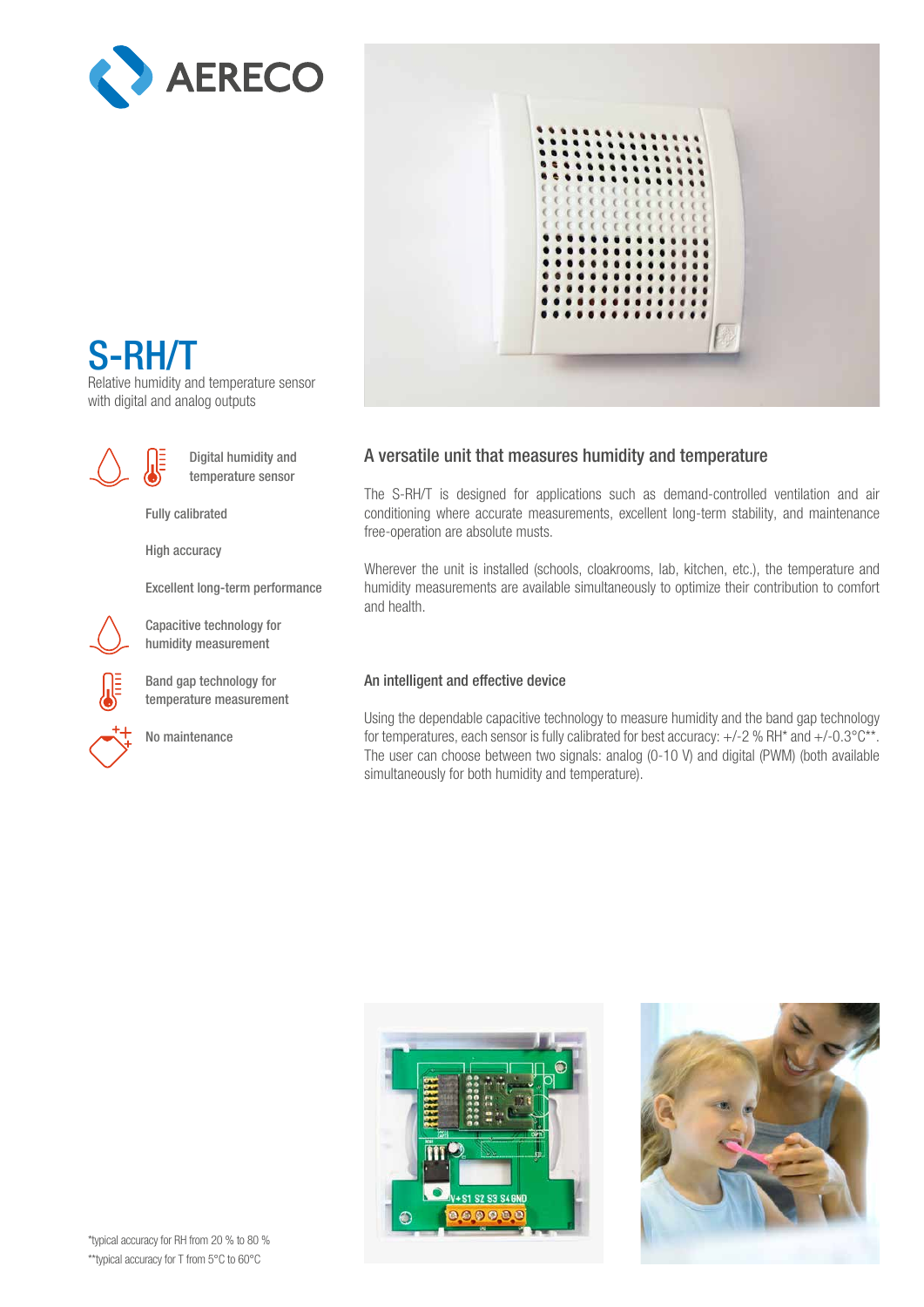# S-RH/T

Relative humidity and temperature sensor with digital and analog outputs

- Digital humidity and temperature sensor
- Fully calibrated
- High accuracy
- Excellent long-term performance
- Capacitive technology for humidity measurement
- Band gap technology for temperature measurement
- No maintenance

## A versatile unit that measures humidity and temperature

The S-RH/T is designed for applications such as demand-controlled ventilation and air conditioning where accurate measurements, excellent long-term stability, and maintenance free-operation are absolute musts.

Wherever the unit is installed (schools, cloakrooms, lab, kitchen, etc.), the temperature and humidity measurements are available simultaneously to optimize their contribution to comfort and health.

### An intelligent and effective device

Using the dependable capacitive technology to measure humidity and the band gap technology for temperatures, each sensor is fully calibrated for best accuracy: +/-2 % RH* and +/-0.3°C**. The user can choose between two signals: analog (0-10 V) and digital (PWM) (both available simultaneously for both humidity and temperature).

*typical accuracy for RH from 20 % to 80 %

**typical accuracy for T from 5°C to 60°C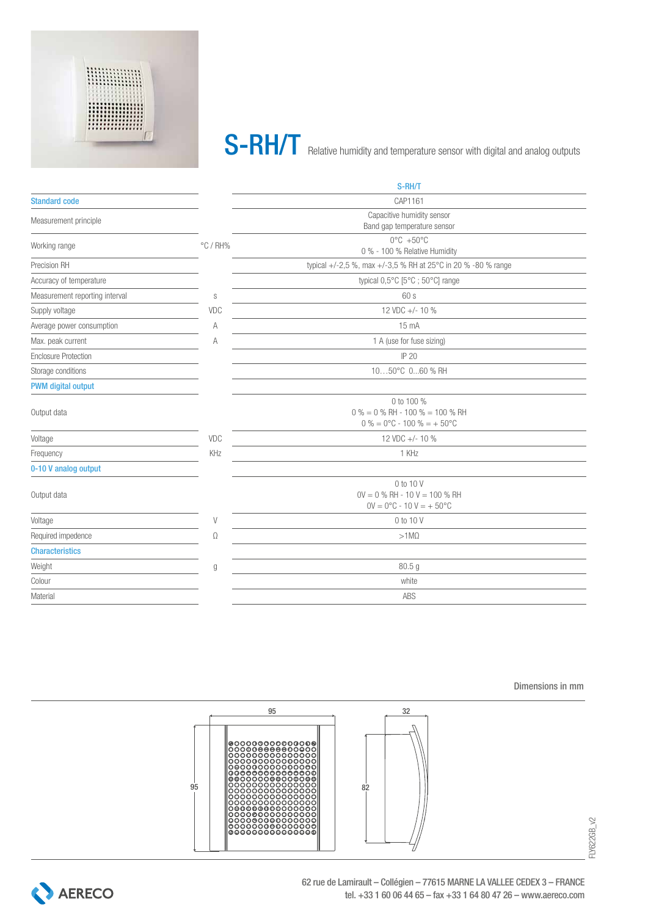# S-RH/T Relative humidity and temperature sensor with digital and analog outputs

| | | S-RH/T |
|---|---|---|
| **Standard code** | | CAP1161 |
| Measurement principle | | Capacitive humidity sensor<br>Band gap temperature sensor |
| Working range | °C / RH% | 0°C +50°C<br>0 % - 100 % Relative Humidity |
| Precision RH | | typical +/-2,5 %, max +/-3,5 % RH at 25°C in 20 % -80 % range |
| Accuracy of temperature | | typical 0,5°C [5°C ; 50°C] range |
| Measurement reporting interval | s | 60 s |
| Supply voltage | VDC | 12 VDC +/- 10 % |
| Average power consumption | A | 15 mA |
| Max. peak current | A | 1 A (use for fuse sizing) |
| Enclosure Protection | | IP 20 |
| Storage conditions | | 10…50°C 0...60 % RH |
| **PWM digital output** | | |
| Output data | | 0 to 100 %<br>0 % = 0 % RH - 100 % = 100 % RH<br>0 % = 0°C - 100 % = + 50°C |
| Voltage | VDC | 12 VDC +/- 10 % |
| Frequency | KHz | 1 KHz |
| **0-10 V analog output** | | |
| Output data | | 0 to 10 V<br>0V = 0 % RH - 10 V = 100 % RH<br>0V = 0°C - 10 V = + 50°C |
| Voltage | V | 0 to 10 V |
| Required impedence | Ω | >1MΩ |
| **Characteristics** | | |
| Weight | g | 80.5 g |
| Colour | | white |
| Material | | ABS |

Dimensions in mm

95

95

32

82

FLY622GB_v2

AERECO

62 rue de Lamirault – Collégien – 77615 MARNE LA VALLEE CEDEX 3 – FRANCE
tel. +33 1 60 06 44 65 – fax +33 1 64 80 47 26 – www.aereco.com